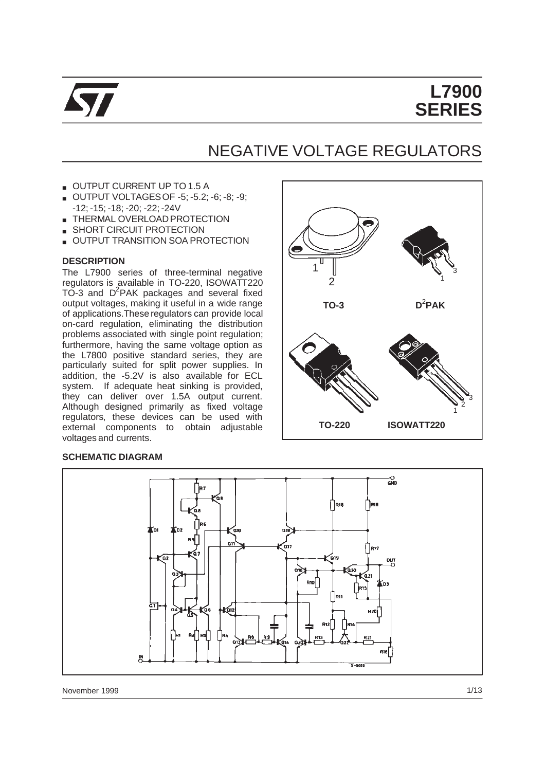# L7900 SERIES

## NEGATIVE VOLTAGE REGULATORS

- OUTPUT CURRENT UP TO 1.5 A
- OUTPUT VOLTAGES OF -5; -5.2; -6; -8; -9; -12; -15; -18; -20; -22; -24V
- THERMAL OVERLOAD PROTECTION
- SHORT CIRCUIT PROTECTION
- OUTPUT TRANSITION SOA PROTECTION

### DESCRIPTION

The L7900 series of three-terminal negative regulators is available in TO-220, ISOWATT220 TO-3 and $D^2$PAK packages and several fixed output voltages, making it useful in a wide range of applications. These regulators can provide local on-card regulation, eliminating the distribution problems associated with single point regulation; furthermore, having the same voltage option as the L7800 positive standard series, they are particularly suited for split power supplies. In addition, the -5.2V is also available for ECL system. If adequate heat sinking is provided, they can deliver over 1.5A output current. Although designed primarily as fixed voltage regulators, these devices can be used with external components to obtain adjustable voltages and currents.

TO-3 | $D^2$PAK | TO-220 | ISOWATT220

### SCHEMATIC DIAGRAM

November 1999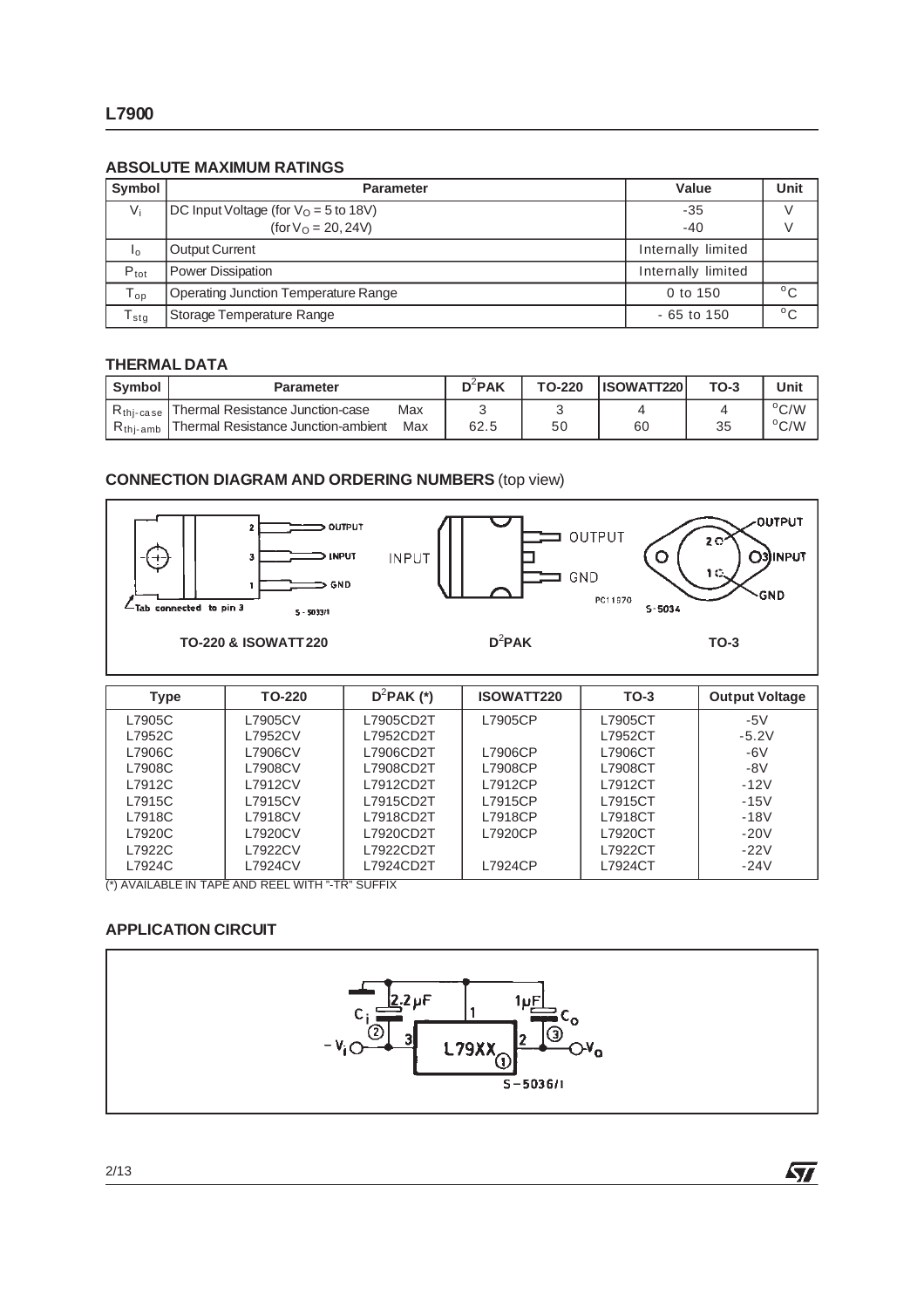## ABSOLUTE MAXIMUM RATINGS

| Symbol | Parameter | Value | Unit |
|---|---|---|---|
| $V_i$ | DC Input Voltage (for $V_O$ = 5 to 18V)<br>(for $V_O$ = 20, 24V) | -35<br>-40 | V<br>V |
| $I_o$ | Output Current | Internally limited | |
| $P_{tot}$ | Power Dissipation | Internally limited | |
| $T_{op}$ | Operating Junction Temperature Range | 0 to 150 | °C |
| $T_{stg}$ | Storage Temperature Range | - 65 to 150 | °C |

## THERMAL DATA

| Symbol | Parameter | | $D^2$PAK | TO-220 | ISOWATT220 | TO-3 | Unit |
|---|---|---|---|---|---|---|---|
| $R_{thj-case}$ | Thermal Resistance Junction-case | Max | 3 | 3 | 4 | 4 | °C/W |
| $R_{thj-amb}$ | Thermal Resistance Junction-ambient | Max | 62.5 | 50 | 60 | 35 | °C/W |

## CONNECTION DIAGRAM AND ORDERING NUMBERS (top view)

TO-220 & ISOWATT220 — $D^2$PAK — TO-3

| Type | TO-220 | $D^2$PAK (*) | ISOWATT220 | TO-3 | Output Voltage |
|---|---|---|---|---|---|
| L7905C | L7905CV | L7905CD2T | L7905CP | L7905CT | -5V |
| L7952C | L7952CV | L7952CD2T | | L7952CT | -5.2V |
| L7906C | L7906CV | L7906CD2T | L7906CP | L7906CT | -6V |
| L7908C | L7908CV | L7908CD2T | L7908CP | L7908CT | -8V |
| L7912C | L7912CV | L7912CD2T | L7912CP | L7912CT | -12V |
| L7915C | L7915CV | L7915CD2T | L7915CP | L7915CT | -15V |
| L7918C | L7918CV | L7918CD2T | L7918CP | L7918CT | -18V |
| L7920C | L7920CV | L7920CD2T | L7920CP | L7920CT | -20V |
| L7922C | L7922CV | L7922CD2T | | L7922CT | -22V |
| L7924C | L7924CV | L7924CD2T | L7924CP | L7924CT | -24V |

(*) AVAILABLE IN TAPE AND REEL WITH "-TR" SUFFIX

## APPLICATION CIRCUIT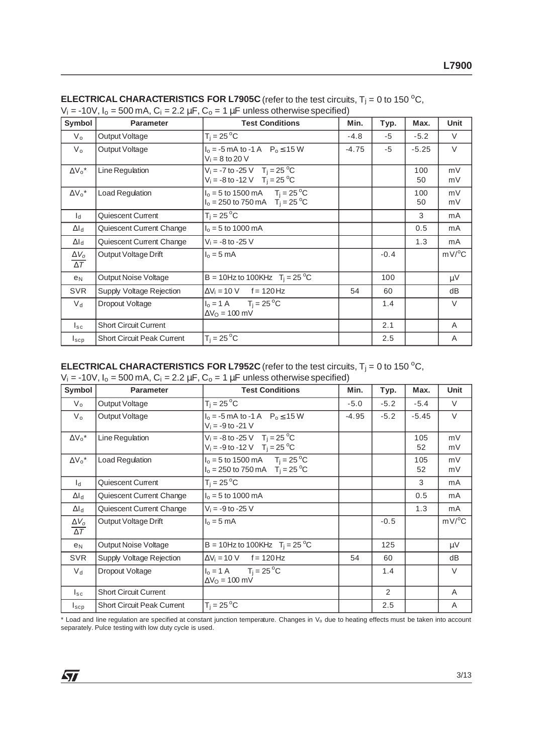**ELECTRICAL CHARACTERISTICS FOR L7905C** (refer to the test circuits, $T_j$ = 0 to 150 °C, $V_i$ = -10V, $I_o$ = 500 mA, $C_i$ = 2.2 µF, $C_o$ = 1 µF unless otherwise specified)

| Symbol | Parameter | Test Conditions | Min. | Typ. | Max. | Unit |
|---|---|---|---|---|---|---|
| $V_o$ | Output Voltage | $T_j$ = 25 °C | -4.8 | -5 | -5.2 | V |
| $V_o$ | Output Voltage | $I_o$ = -5 mA to -1 A $P_o \leq$ 15 W<br>$V_i$ = 8 to 20 V | -4.75 | -5 | -5.25 | V |
| $\Delta V_o$* | Line Regulation | $V_i$ = -7 to -25 V $T_j$ = 25 °C<br>$V_i$ = -8 to -12 V $T_j$ = 25 °C | | | 100<br>50 | mV<br>mV |
| $\Delta V_o$* | Load Regulation | $I_o$ = 5 to 1500 mA $T_j$ = 25 °C<br>$I_o$ = 250 to 750 mA $T_j$ = 25 °C | | | 100<br>50 | mV<br>mV |
| $I_d$ | Quiescent Current | $T_j$ = 25 °C | | | 3 | mA |
| $\Delta I_d$ | Quiescent Current Change | $I_o$ = 5 to 1000 mA | | | 0.5 | mA |
| $\Delta I_d$ | Quiescent Current Change | $V_i$ = -8 to -25 V | | | 1.3 | mA |
| $\frac{\Delta V_o}{\Delta T}$ | Output Voltage Drift | $I_o$ = 5 mA | | -0.4 | | mV/°C |
| $e_N$ | Output Noise Voltage | B = 10Hz to 100KHz $T_j$ = 25 °C | | 100 | | µV |
| SVR | Supply Voltage Rejection | $\Delta V_i$ = 10 V f = 120 Hz | 54 | 60 | | dB |
| $V_d$ | Dropout Voltage | $I_o$ = 1 A $T_j$ = 25 °C<br>$\Delta V_O$ = 100 mV | | 1.4 | | V |
| $I_{sc}$ | Short Circuit Current | | | 2.1 | | A |
| $I_{scp}$ | Short Circuit Peak Current | $T_j$ = 25 °C | | 2.5 | | A |

**ELECTRICAL CHARACTERISTICS FOR L7952C** (refer to the test circuits, $T_j$ = 0 to 150 °C, $V_i$ = -10V, $I_o$ = 500 mA, $C_i$ = 2.2 µF, $C_o$ = 1 µF unless otherwise specified)

| Symbol | Parameter | Test Conditions | Min. | Typ. | Max. | Unit |
|---|---|---|---|---|---|---|
| $V_o$ | Output Voltage | $T_j$ = 25 °C | -5.0 | -5.2 | -5.4 | V |
| $V_o$ | Output Voltage | $I_o$ = -5 mA to -1 A $P_o \leq$ 15 W<br>$V_i$ = -9 to -21 V | -4.95 | -5.2 | -5.45 | V |
| $\Delta V_o$* | Line Regulation | $V_i$ = -8 to -25 V $T_j$ = 25 °C<br>$V_i$ = -9 to -12 V $T_j$ = 25 °C | | | 105<br>52 | mV<br>mV |
| $\Delta V_o$* | Load Regulation | $I_o$ = 5 to 1500 mA $T_j$ = 25 °C<br>$I_o$ = 250 to 750 mA $T_j$ = 25 °C | | | 105<br>52 | mV<br>mV |
| $I_d$ | Quiescent Current | $T_j$ = 25 °C | | | 3 | mA |
| $\Delta I_d$ | Quiescent Current Change | $I_o$ = 5 to 1000 mA | | | 0.5 | mA |
| $\Delta I_d$ | Quiescent Current Change | $V_i$ = -9 to -25 V | | | 1.3 | mA |
| $\frac{\Delta V_o}{\Delta T}$ | Output Voltage Drift | $I_o$ = 5 mA | | -0.5 | | mV/°C |
| $e_N$ | Output Noise Voltage | B = 10Hz to 100KHz $T_j$ = 25 °C | | 125 | | µV |
| SVR | Supply Voltage Rejection | $\Delta V_i$ = 10 V f = 120 Hz | 54 | 60 | | dB |
| $V_d$ | Dropout Voltage | $I_o$ = 1 A $T_j$ = 25 °C<br>$\Delta V_O$ = 100 mV | | 1.4 | | V |
| $I_{sc}$ | Short Circuit Current | | | 2 | | A |
| $I_{scp}$ | Short Circuit Peak Current | $T_j$ = 25 °C | | 2.5 | | A |

* Load and line regulation are specified at constant junction temperature. Changes in $V_o$ due to heating effects must be taken into account separately. Pulce testing with low duty cycle is used.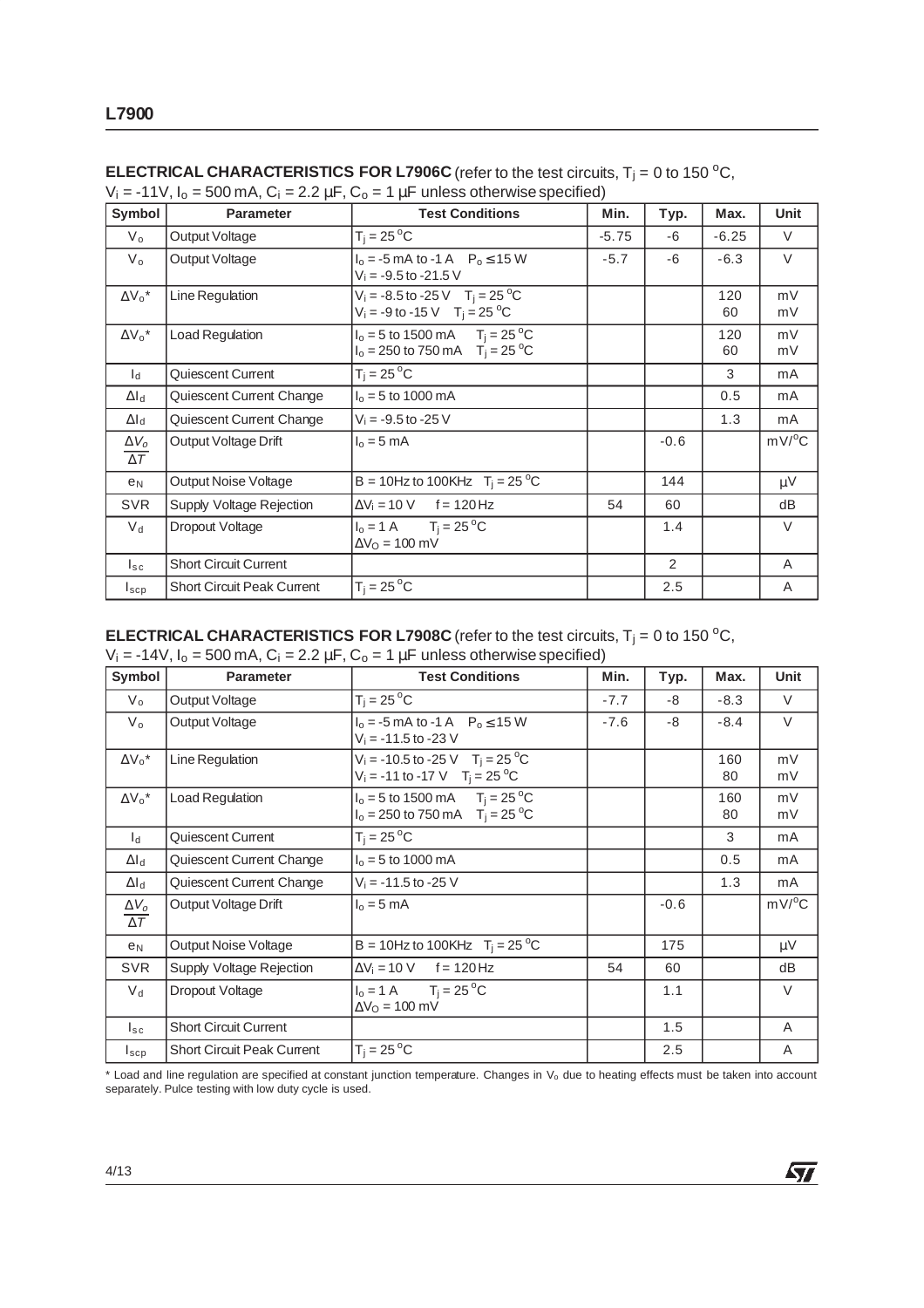**ELECTRICAL CHARACTERISTICS FOR L7906C** (refer to the test circuits, $T_j$ = 0 to 150 °C, $V_i$ = -11V, $I_o$ = 500 mA, $C_i$ = 2.2 µF, $C_o$ = 1 µF unless otherwise specified)

| Symbol | Parameter | Test Conditions | Min. | Typ. | Max. | Unit |
|---|---|---|---|---|---|---|
| $V_o$ | Output Voltage | $T_j$ = 25 °C | -5.75 | -6 | -6.25 | V |
| $V_o$ | Output Voltage | $I_o$ = -5 mA to -1 A   $P_o \leq$ 15 W<br>$V_i$ = -9.5 to -21.5 V | -5.7 | -6 | -6.3 | V |
| $\Delta V_o$* | Line Regulation | $V_i$ = -8.5 to -25 V   $T_j$ = 25 °C<br>$V_i$ = -9 to -15 V   $T_j$ = 25 °C | | | 120<br>60 | mV<br>mV |
| $\Delta V_o$* | Load Regulation | $I_o$ = 5 to 1500 mA   $T_j$ = 25 °C<br>$I_o$ = 250 to 750 mA   $T_j$ = 25 °C | | | 120<br>60 | mV<br>mV |
| $I_d$ | Quiescent Current | $T_j$ = 25 °C | | | 3 | mA |
| $\Delta I_d$ | Quiescent Current Change | $I_o$ = 5 to 1000 mA | | | 0.5 | mA |
| $\Delta I_d$ | Quiescent Current Change | $V_i$ = -9.5 to -25 V | | | 1.3 | mA |
| $\frac{\Delta V_o}{\Delta T}$ | Output Voltage Drift | $I_o$ = 5 mA | | -0.6 | | mV/°C |
| $e_N$ | Output Noise Voltage | B = 10Hz to 100KHz   $T_j$ = 25 °C | | 144 | | µV |
| SVR | Supply Voltage Rejection | $\Delta V_i$ = 10 V   f = 120 Hz | 54 | 60 | | dB |
| $V_d$ | Dropout Voltage | $I_o$ = 1 A   $T_j$ = 25 °C<br>$\Delta V_O$ = 100 mV | | 1.4 | | V |
| $I_{sc}$ | Short Circuit Current | | | 2 | | A |
| $I_{scp}$ | Short Circuit Peak Current | $T_j$ = 25 °C | | 2.5 | | A |

**ELECTRICAL CHARACTERISTICS FOR L7908C** (refer to the test circuits, $T_j$ = 0 to 150 °C, $V_i$ = -14V, $I_o$ = 500 mA, $C_i$ = 2.2 µF, $C_o$ = 1 µF unless otherwise specified)

| Symbol | Parameter | Test Conditions | Min. | Typ. | Max. | Unit |
|---|---|---|---|---|---|---|
| $V_o$ | Output Voltage | $T_j$ = 25 °C | -7.7 | -8 | -8.3 | V |
| $V_o$ | Output Voltage | $I_o$ = -5 mA to -1 A   $P_o \leq$ 15 W<br>$V_i$ = -11.5 to -23 V | -7.6 | -8 | -8.4 | V |
| $\Delta V_o$* | Line Regulation | $V_i$ = -10.5 to -25 V   $T_j$ = 25 °C<br>$V_i$ = -11 to -17 V   $T_j$ = 25 °C | | | 160<br>80 | mV<br>mV |
| $\Delta V_o$* | Load Regulation | $I_o$ = 5 to 1500 mA   $T_j$ = 25 °C<br>$I_o$ = 250 to 750 mA   $T_j$ = 25 °C | | | 160<br>80 | mV<br>mV |
| $I_d$ | Quiescent Current | $T_j$ = 25 °C | | | 3 | mA |
| $\Delta I_d$ | Quiescent Current Change | $I_o$ = 5 to 1000 mA | | | 0.5 | mA |
| $\Delta I_d$ | Quiescent Current Change | $V_i$ = -11.5 to -25 V | | | 1.3 | mA |
| $\frac{\Delta V_o}{\Delta T}$ | Output Voltage Drift | $I_o$ = 5 mA | | -0.6 | | mV/°C |
| $e_N$ | Output Noise Voltage | B = 10Hz to 100KHz   $T_j$ = 25 °C | | 175 | | µV |
| SVR | Supply Voltage Rejection | $\Delta V_i$ = 10 V   f = 120 Hz | 54 | 60 | | dB |
| $V_d$ | Dropout Voltage | $I_o$ = 1 A   $T_j$ = 25 °C<br>$\Delta V_O$ = 100 mV | | 1.1 | | V |
| $I_{sc}$ | Short Circuit Current | | | 1.5 | | A |
| $I_{scp}$ | Short Circuit Peak Current | $T_j$ = 25 °C | | 2.5 | | A |

* Load and line regulation are specified at constant junction temperature. Changes in $V_o$ due to heating effects must be taken into account separately. Pulce testing with low duty cycle is used.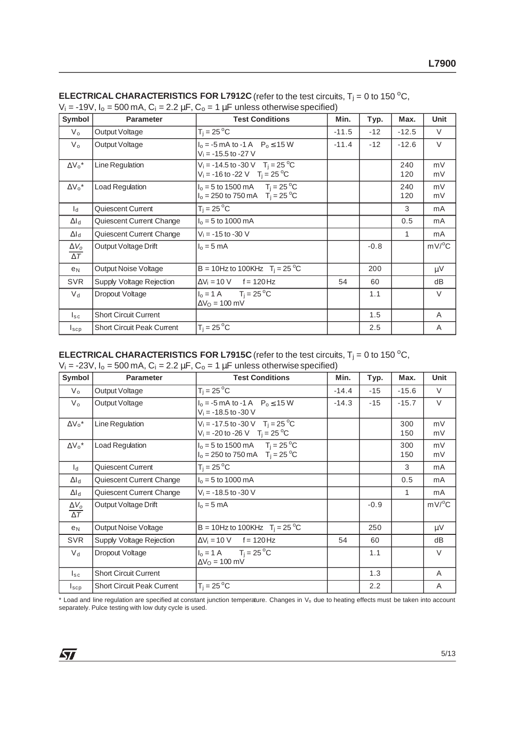**ELECTRICAL CHARACTERISTICS FOR L7912C** (refer to the test circuits, $T_j$ = 0 to 150 °C, $V_i$ = -19V, $I_o$ = 500 mA, $C_i$ = 2.2 μF, $C_o$ = 1 μF unless otherwise specified)

| Symbol | Parameter | Test Conditions | Min. | Typ. | Max. | Unit |
|---|---|---|---|---|---|---|
| $V_o$ | Output Voltage | $T_j$ = 25 °C | -11.5 | -12 | -12.5 | V |
| $V_o$ | Output Voltage | $I_o$ = -5 mA to -1 A  $P_o \leq$ 15 W<br>$V_i$ = -15.5 to -27 V | -11.4 | -12 | -12.6 | V |
| $\Delta V_o$* | Line Regulation | $V_i$ = -14.5 to -30 V  $T_j$ = 25 °C<br>$V_i$ = -16 to -22 V  $T_j$ = 25 °C | | | 240<br>120 | mV<br>mV |
| $\Delta V_o$* | Load Regulation | $I_o$ = 5 to 1500 mA  $T_j$ = 25 °C<br>$I_o$ = 250 to 750 mA  $T_j$ = 25 °C | | | 240<br>120 | mV<br>mV |
| $I_d$ | Quiescent Current | $T_j$ = 25 °C | | | 3 | mA |
| $\Delta I_d$ | Quiescent Current Change | $I_o$ = 5 to 1000 mA | | | 0.5 | mA |
| $\Delta I_d$ | Quiescent Current Change | $V_i$ = -15 to -30 V | | | 1 | mA |
| $\frac{\Delta V_o}{\Delta T}$ | Output Voltage Drift | $I_o$ = 5 mA | | -0.8 | | mV/°C |
| $e_N$ | Output Noise Voltage | B = 10Hz to 100KHz  $T_j$ = 25 °C | | 200 | | μV |
| SVR | Supply Voltage Rejection | $\Delta V_i$ = 10 V  f = 120 Hz | 54 | 60 | | dB |
| $V_d$ | Dropout Voltage | $I_o$ = 1 A  $T_j$ = 25 °C<br>$\Delta V_O$ = 100 mV | | 1.1 | | V |
| $I_{sc}$ | Short Circuit Current | | | 1.5 | | A |
| $I_{scp}$ | Short Circuit Peak Current | $T_j$ = 25 °C | | 2.5 | | A |

**ELECTRICAL CHARACTERISTICS FOR L7915C** (refer to the test circuits, $T_j$ = 0 to 150 °C, $V_i$ = -23V, $I_o$ = 500 mA, $C_i$ = 2.2 μF, $C_o$ = 1 μF unless otherwise specified)

| Symbol | Parameter | Test Conditions | Min. | Typ. | Max. | Unit |
|---|---|---|---|---|---|---|
| $V_o$ | Output Voltage | $T_j$ = 25 °C | -14.4 | -15 | -15.6 | V |
| $V_o$ | Output Voltage | $I_o$ = -5 mA to -1 A  $P_o \leq$ 15 W<br>$V_i$ = -18.5 to -30 V | -14.3 | -15 | -15.7 | V |
| $\Delta V_o$* | Line Regulation | $V_i$ = -17.5 to -30 V  $T_j$ = 25 °C<br>$V_i$ = -20 to -26 V  $T_j$ = 25 °C | | | 300<br>150 | mV<br>mV |
| $\Delta V_o$* | Load Regulation | $I_o$ = 5 to 1500 mA  $T_j$ = 25 °C<br>$I_o$ = 250 to 750 mA  $T_j$ = 25 °C | | | 300<br>150 | mV<br>mV |
| $I_d$ | Quiescent Current | $T_j$ = 25 °C | | | 3 | mA |
| $\Delta I_d$ | Quiescent Current Change | $I_o$ = 5 to 1000 mA | | | 0.5 | mA |
| $\Delta I_d$ | Quiescent Current Change | $V_i$ = -18.5 to -30 V | | | 1 | mA |
| $\frac{\Delta V_o}{\Delta T}$ | Output Voltage Drift | $I_o$ = 5 mA | | -0.9 | | mV/°C |
| $e_N$ | Output Noise Voltage | B = 10Hz to 100KHz  $T_j$ = 25 °C | | 250 | | μV |
| SVR | Supply Voltage Rejection | $\Delta V_i$ = 10 V  f = 120 Hz | 54 | 60 | | dB |
| $V_d$ | Dropout Voltage | $I_o$ = 1 A  $T_j$ = 25 °C<br>$\Delta V_O$ = 100 mV | | 1.1 | | V |
| $I_{sc}$ | Short Circuit Current | | | 1.3 | | A |
| $I_{scp}$ | Short Circuit Peak Current | $T_j$ = 25 °C | | 2.2 | | A |

* Load and line regulation are specified at constant junction temperature. Changes in $V_o$ due to heating effects must be taken into account separately. Pulce testing with low duty cycle is used.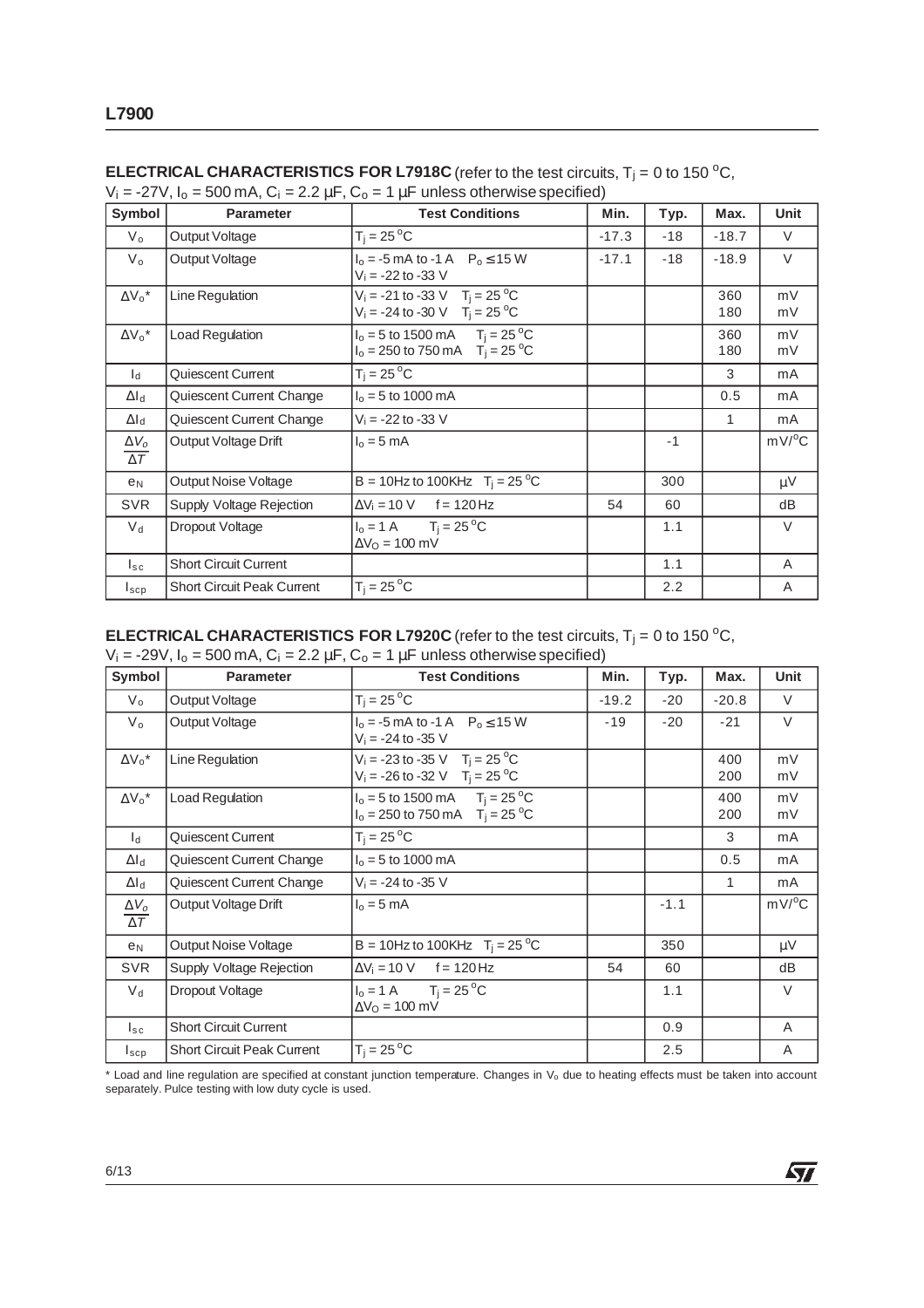**ELECTRICAL CHARACTERISTICS FOR L7918C** (refer to the test circuits, $T_j$ = 0 to 150 °C, $V_i$ = -27V, $I_o$ = 500 mA, $C_i$ = 2.2 µF, $C_o$ = 1 µF unless otherwise specified)

| Symbol | Parameter | Test Conditions | Min. | Typ. | Max. | Unit |
|---|---|---|---|---|---|---|
| $V_o$ | Output Voltage | $T_j$ = 25 °C | -17.3 | -18 | -18.7 | V |
| $V_o$ | Output Voltage | $I_o$ = -5 mA to -1 A  $P_o \leq$ 15 W<br>$V_i$ = -22 to -33 V | -17.1 | -18 | -18.9 | V |
| $\Delta V_o$* | Line Regulation | $V_i$ = -21 to -33 V  $T_j$ = 25 °C<br>$V_i$ = -24 to -30 V  $T_j$ = 25 °C | | | 360<br>180 | mV<br>mV |
| $\Delta V_o$* | Load Regulation | $I_o$ = 5 to 1500 mA  $T_j$ = 25 °C<br>$I_o$ = 250 to 750 mA  $T_j$ = 25 °C | | | 360<br>180 | mV<br>mV |
| $I_d$ | Quiescent Current | $T_j$ = 25 °C | | | 3 | mA |
| $\Delta I_d$ | Quiescent Current Change | $I_o$ = 5 to 1000 mA | | | 0.5 | mA |
| $\Delta I_d$ | Quiescent Current Change | $V_i$ = -22 to -33 V | | | 1 | mA |
| $\frac{\Delta V_o}{\Delta T}$ | Output Voltage Drift | $I_o$ = 5 mA | | -1 | | mV/°C |
| $e_N$ | Output Noise Voltage | B = 10Hz to 100KHz  $T_j$ = 25 °C | | 300 | | µV |
| SVR | Supply Voltage Rejection | $\Delta V_i$ = 10 V  f = 120 Hz | 54 | 60 | | dB |
| $V_d$ | Dropout Voltage | $I_o$ = 1 A  $T_j$ = 25 °C<br>$\Delta V_O$ = 100 mV | | 1.1 | | V |
| $I_{sc}$ | Short Circuit Current | | | 1.1 | | A |
| $I_{scp}$ | Short Circuit Peak Current | $T_j$ = 25 °C | | 2.2 | | A |

**ELECTRICAL CHARACTERISTICS FOR L7920C** (refer to the test circuits, $T_j$ = 0 to 150 °C, $V_i$ = -29V, $I_o$ = 500 mA, $C_i$ = 2.2 µF, $C_o$ = 1 µF unless otherwise specified)

| Symbol | Parameter | Test Conditions | Min. | Typ. | Max. | Unit |
|---|---|---|---|---|---|---|
| $V_o$ | Output Voltage | $T_j$ = 25 °C | -19.2 | -20 | -20.8 | V |
| $V_o$ | Output Voltage | $I_o$ = -5 mA to -1 A  $P_o \leq$ 15 W<br>$V_i$ = -24 to -35 V | -19 | -20 | -21 | V |
| $\Delta V_o$* | Line Regulation | $V_i$ = -23 to -35 V  $T_j$ = 25 °C<br>$V_i$ = -26 to -32 V  $T_j$ = 25 °C | | | 400<br>200 | mV<br>mV |
| $\Delta V_o$* | Load Regulation | $I_o$ = 5 to 1500 mA  $T_j$ = 25 °C<br>$I_o$ = 250 to 750 mA  $T_j$ = 25 °C | | | 400<br>200 | mV<br>mV |
| $I_d$ | Quiescent Current | $T_j$ = 25 °C | | | 3 | mA |
| $\Delta I_d$ | Quiescent Current Change | $I_o$ = 5 to 1000 mA | | | 0.5 | mA |
| $\Delta I_d$ | Quiescent Current Change | $V_i$ = -24 to -35 V | | | 1 | mA |
| $\frac{\Delta V_o}{\Delta T}$ | Output Voltage Drift | $I_o$ = 5 mA | | -1.1 | | mV/°C |
| $e_N$ | Output Noise Voltage | B = 10Hz to 100KHz  $T_j$ = 25 °C | | 350 | | µV |
| SVR | Supply Voltage Rejection | $\Delta V_i$ = 10 V  f = 120 Hz | 54 | 60 | | dB |
| $V_d$ | Dropout Voltage | $I_o$ = 1 A  $T_j$ = 25 °C<br>$\Delta V_O$ = 100 mV | | 1.1 | | V |
| $I_{sc}$ | Short Circuit Current | | | 0.9 | | A |
| $I_{scp}$ | Short Circuit Peak Current | $T_j$ = 25 °C | | 2.5 | | A |

\* Load and line regulation are specified at constant junction temperature. Changes in $V_o$ due to heating effects must be taken into account separately. Pulce testing with low duty cycle is used.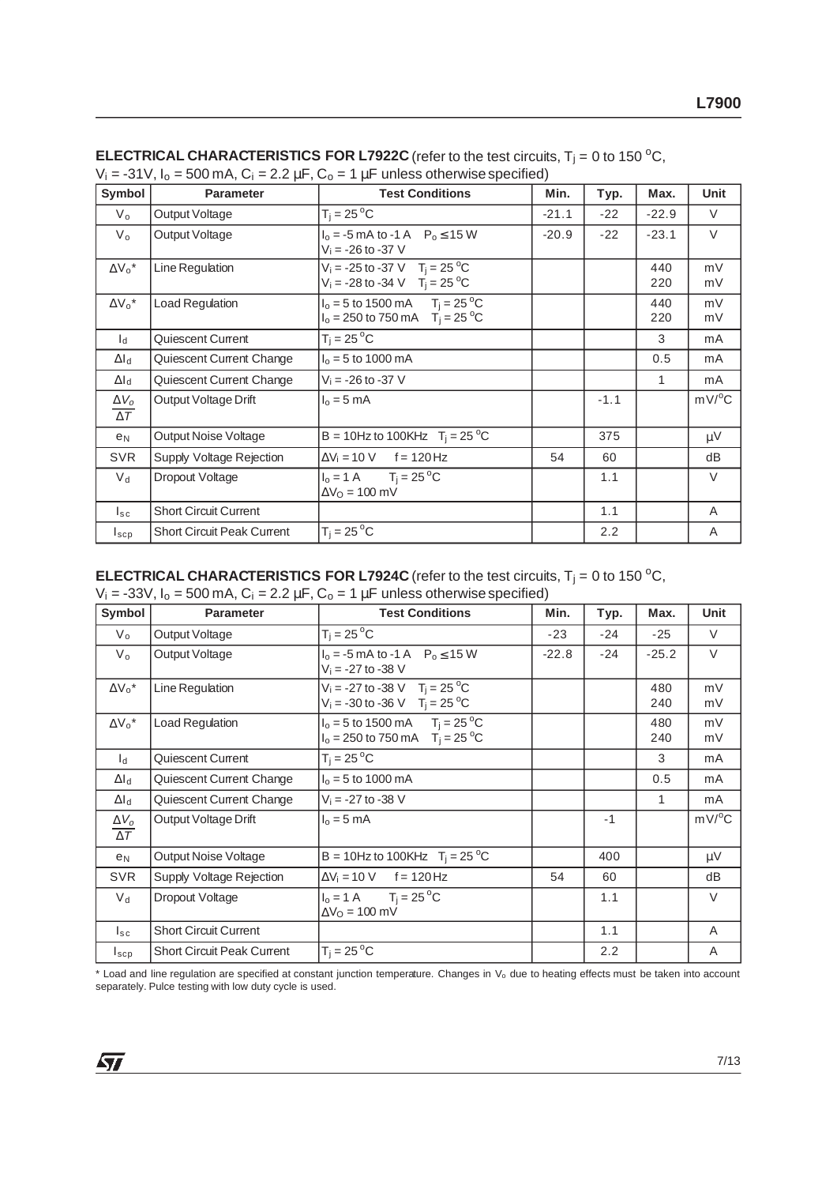**ELECTRICAL CHARACTERISTICS FOR L7922C** (refer to the test circuits, $T_j$ = 0 to 150 °C, $V_i$ = -31V, $I_o$ = 500 mA, $C_i$ = 2.2 µF, $C_o$ = 1 µF unless otherwise specified)

| Symbol | Parameter | Test Conditions | Min. | Typ. | Max. | Unit |
|---|---|---|---|---|---|---|
| $V_o$ | Output Voltage | $T_j$ = 25 °C | -21.1 | -22 | -22.9 | V |
| $V_o$ | Output Voltage | $I_o$ = -5 mA to -1 A  $P_o \leq$ 15 W<br>$V_i$ = -26 to -37 V | -20.9 | -22 | -23.1 | V |
| $\Delta V_o$* | Line Regulation | $V_i$ = -25 to -37 V  $T_j$ = 25 °C<br>$V_i$ = -28 to -34 V  $T_j$ = 25 °C | | | 440<br>220 | mV<br>mV |
| $\Delta V_o$* | Load Regulation | $I_o$ = 5 to 1500 mA  $T_j$ = 25 °C<br>$I_o$ = 250 to 750 mA  $T_j$ = 25 °C | | | 440<br>220 | mV<br>mV |
| $I_d$ | Quiescent Current | $T_j$ = 25 °C | | | 3 | mA |
| $\Delta I_d$ | Quiescent Current Change | $I_o$ = 5 to 1000 mA | | | 0.5 | mA |
| $\Delta I_d$ | Quiescent Current Change | $V_i$ = -26 to -37 V | | | 1 | mA |
| $\frac{\Delta V_o}{\Delta T}$ | Output Voltage Drift | $I_o$ = 5 mA | | -1.1 | | mV/°C |
| $e_N$ | Output Noise Voltage | B = 10Hz to 100KHz  $T_j$ = 25 °C | | 375 | | µV |
| SVR | Supply Voltage Rejection | $\Delta V_i$ = 10 V  f = 120 Hz | 54 | 60 | | dB |
| $V_d$ | Dropout Voltage | $I_o$ = 1 A  $T_j$ = 25 °C<br>$\Delta V_O$ = 100 mV | | 1.1 | | V |
| $I_{sc}$ | Short Circuit Current | | | 1.1 | | A |
| $I_{scp}$ | Short Circuit Peak Current | $T_j$ = 25 °C | | 2.2 | | A |

**ELECTRICAL CHARACTERISTICS FOR L7924C** (refer to the test circuits, $T_j$ = 0 to 150 °C, $V_i$ = -33V, $I_o$ = 500 mA, $C_i$ = 2.2 µF, $C_o$ = 1 µF unless otherwise specified)

| Symbol | Parameter | Test Conditions | Min. | Typ. | Max. | Unit |
|---|---|---|---|---|---|---|
| $V_o$ | Output Voltage | $T_j$ = 25 °C | -23 | -24 | -25 | V |
| $V_o$ | Output Voltage | $I_o$ = -5 mA to -1 A  $P_o \leq$ 15 W<br>$V_i$ = -27 to -38 V | -22.8 | -24 | -25.2 | V |
| $\Delta V_o$* | Line Regulation | $V_i$ = -27 to -38 V  $T_j$ = 25 °C<br>$V_i$ = -30 to -36 V  $T_j$ = 25 °C | | | 480<br>240 | mV<br>mV |
| $\Delta V_o$* | Load Regulation | $I_o$ = 5 to 1500 mA  $T_j$ = 25 °C<br>$I_o$ = 250 to 750 mA  $T_j$ = 25 °C | | | 480<br>240 | mV<br>mV |
| $I_d$ | Quiescent Current | $T_j$ = 25 °C | | | 3 | mA |
| $\Delta I_d$ | Quiescent Current Change | $I_o$ = 5 to 1000 mA | | | 0.5 | mA |
| $\Delta I_d$ | Quiescent Current Change | $V_i$ = -27 to -38 V | | | 1 | mA |
| $\frac{\Delta V_o}{\Delta T}$ | Output Voltage Drift | $I_o$ = 5 mA | | -1 | | mV/°C |
| $e_N$ | Output Noise Voltage | B = 10Hz to 100KHz  $T_j$ = 25 °C | | 400 | | µV |
| SVR | Supply Voltage Rejection | $\Delta V_i$ = 10 V  f = 120 Hz | 54 | 60 | | dB |
| $V_d$ | Dropout Voltage | $I_o$ = 1 A  $T_j$ = 25 °C<br>$\Delta V_O$ = 100 mV | | 1.1 | | V |
| $I_{sc}$ | Short Circuit Current | | | 1.1 | | A |
| $I_{scp}$ | Short Circuit Peak Current | $T_j$ = 25 °C | | 2.2 | | A |

* Load and line regulation are specified at constant junction temperature. Changes in $V_o$ due to heating effects must be taken into account separately. Pulce testing with low duty cycle is used.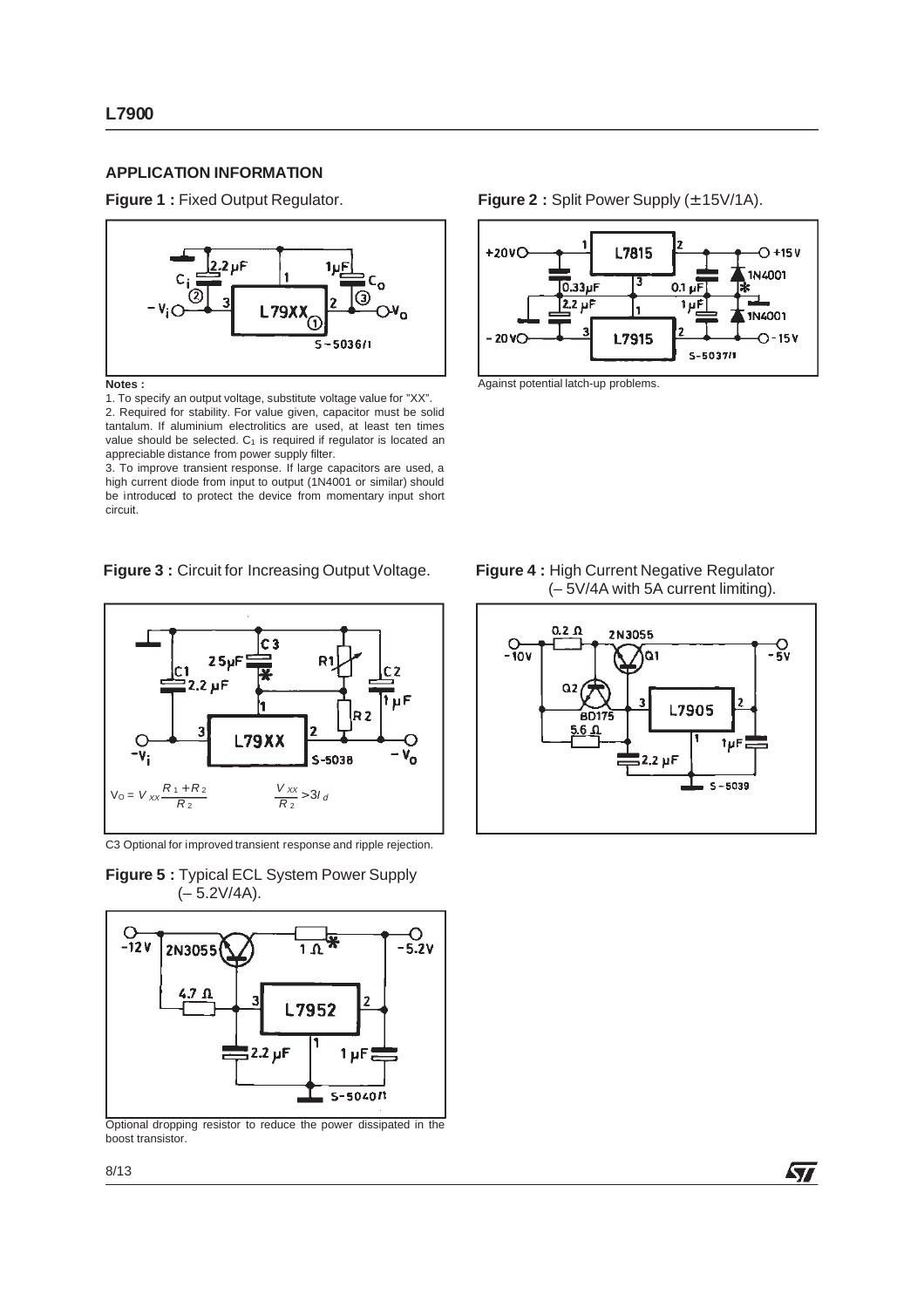## APPLICATION INFORMATION

**Figure 1 :** Fixed Output Regulator.

**Notes :**

1. To specify an output voltage, substitute voltage value for "XX".
2. Required for stability. For value given, capacitor must be solid tantalum. If aluminium electrolitics are used, at least ten times value should be selected. $C_1$ is required if regulator is located an appreciable distance from power supply filter.
3. To improve transient response. If large capacitors are used, a high current diode from input to output (1N4001 or similar) should be introduced to protect the device from momentary input short circuit.

**Figure 2 :** Split Power Supply (±15V/1A).

Against potential latch-up problems.

**Figure 3 :** Circuit for Increasing Output Voltage.

$$V_O = V_{XX}\frac{R_1 + R_2}{R_2} \qquad \frac{V_{XX}}{R_2} > 3I_d$$

C3 Optional for improved transient response and ripple rejection.

**Figure 4 :** High Current Negative Regulator (– 5V/4A with 5A current limiting).

**Figure 5 :** Typical ECL System Power Supply (– 5.2V/4A).

Optional dropping resistor to reduce the power dissipated in the boost transistor.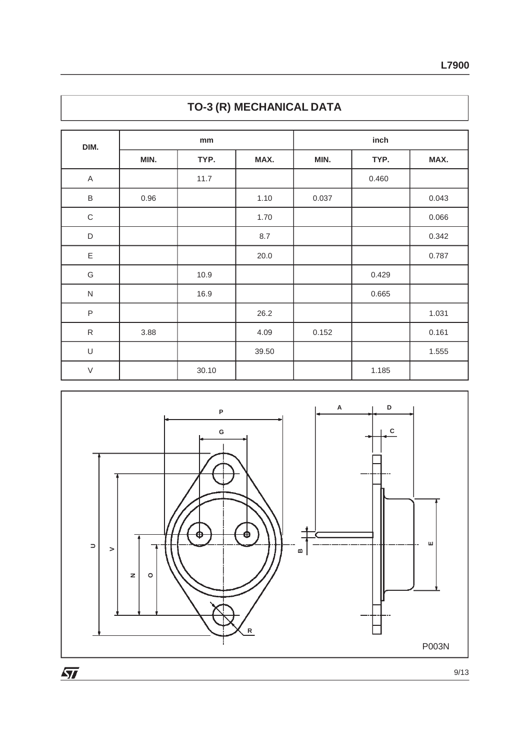## TO-3 (R) MECHANICAL DATA

| DIM. | mm | | | inch | | |
|---|---|---|---|---|---|---|
| | MIN. | TYP. | MAX. | MIN. | TYP. | MAX. |
| A | | 11.7 | | | 0.460 | |
| B | 0.96 | | 1.10 | 0.037 | | 0.043 |
| C | | | 1.70 | | | 0.066 |
| D | | | 8.7 | | | 0.342 |
| E | | | 20.0 | | | 0.787 |
| G | | 10.9 | | | 0.429 | |
| N | | 16.9 | | | 0.665 | |
| P | | | 26.2 | | | 1.031 |
| R | 3.88 | | 4.09 | 0.152 | | 0.161 |
| U | | | 39.50 | | | 1.555 |
| V | | 30.10 | | | 1.185 | |

P003N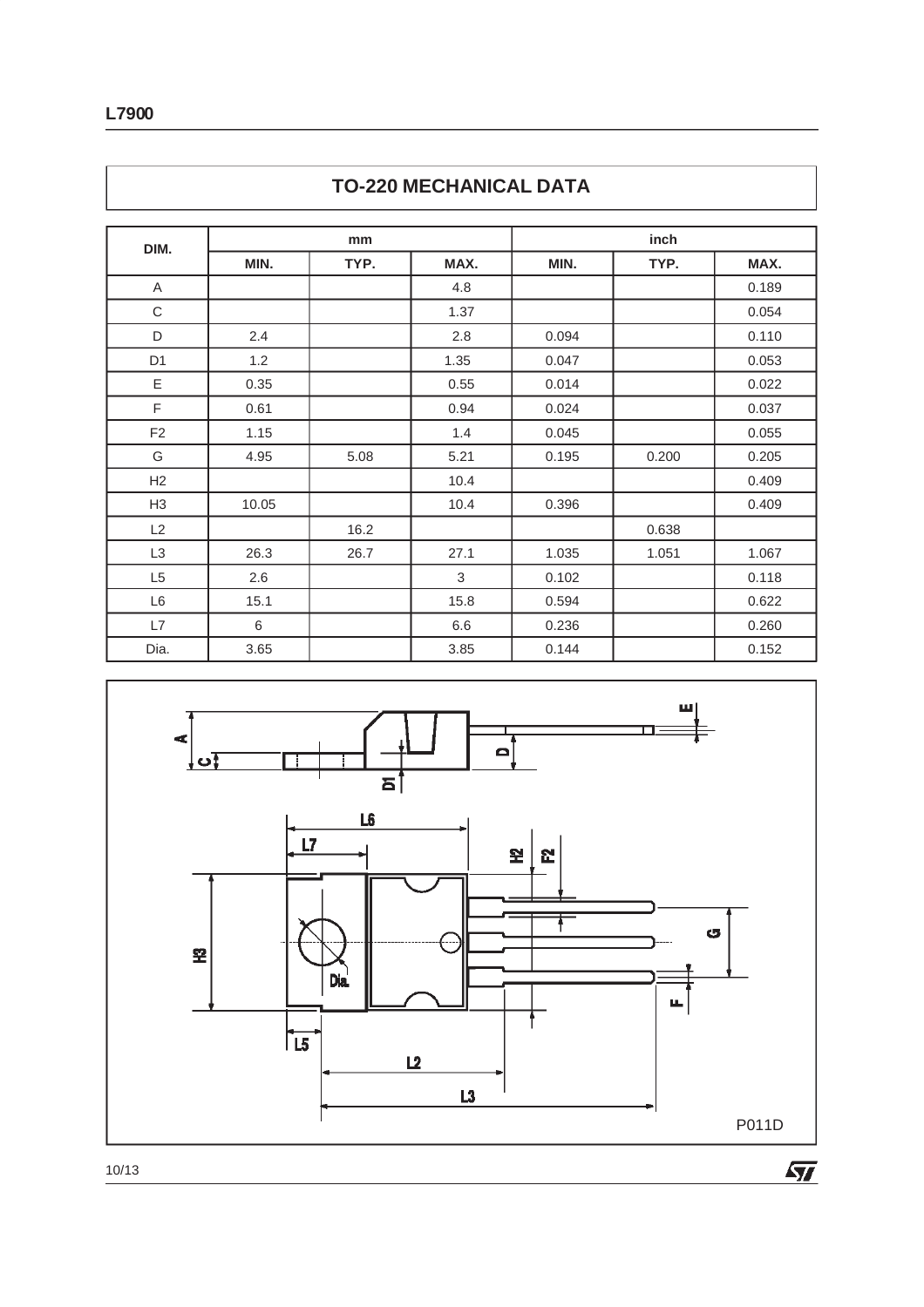## TO-220 MECHANICAL DATA

| DIM. | mm | | | inch | | |
|---|---|---|---|---|---|---|
| | MIN. | TYP. | MAX. | MIN. | TYP. | MAX. |
| A | | | 4.8 | | | 0.189 |
| C | | | 1.37 | | | 0.054 |
| D | 2.4 | | 2.8 | 0.094 | | 0.110 |
| D1 | 1.2 | | 1.35 | 0.047 | | 0.053 |
| E | 0.35 | | 0.55 | 0.014 | | 0.022 |
| F | 0.61 | | 0.94 | 0.024 | | 0.037 |
| F2 | 1.15 | | 1.4 | 0.045 | | 0.055 |
| G | 4.95 | 5.08 | 5.21 | 0.195 | 0.200 | 0.205 |
| H2 | | | 10.4 | | | 0.409 |
| H3 | 10.05 | | 10.4 | 0.396 | | 0.409 |
| L2 | | 16.2 | | | 0.638 | |
| L3 | 26.3 | 26.7 | 27.1 | 1.035 | 1.051 | 1.067 |
| L5 | 2.6 | | 3 | 0.102 | | 0.118 |
| L6 | 15.1 | | 15.8 | 0.594 | | 0.622 |
| L7 | 6 | | 6.6 | 0.236 | | 0.260 |
| Dia. | 3.65 | | 3.85 | 0.144 | | 0.152 |

P011D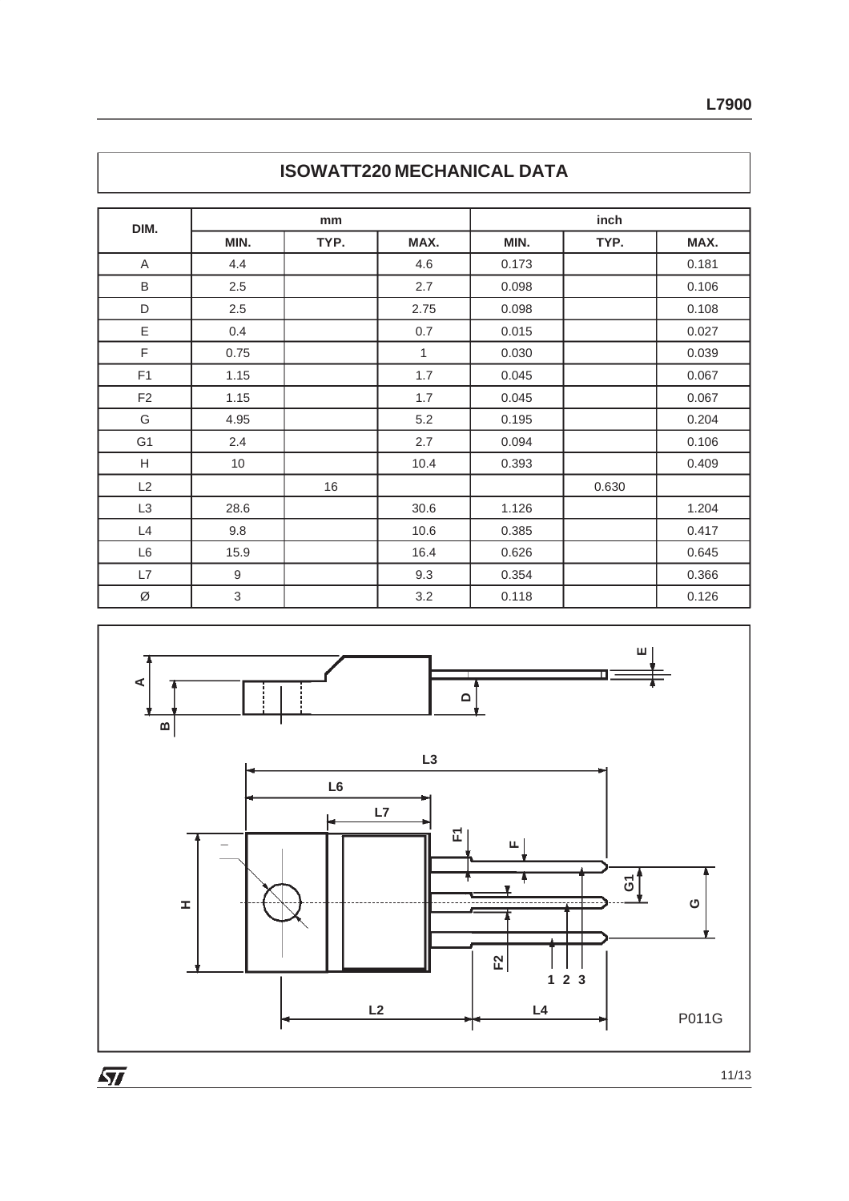## ISOWATT220 MECHANICAL DATA

| DIM. | mm | | | inch | | |
|---|---|---|---|---|---|---|
| | MIN. | TYP. | MAX. | MIN. | TYP. | MAX. |
| A | 4.4 | | 4.6 | 0.173 | | 0.181 |
| B | 2.5 | | 2.7 | 0.098 | | 0.106 |
| D | 2.5 | | 2.75 | 0.098 | | 0.108 |
| E | 0.4 | | 0.7 | 0.015 | | 0.027 |
| F | 0.75 | | 1 | 0.030 | | 0.039 |
| F1 | 1.15 | | 1.7 | 0.045 | | 0.067 |
| F2 | 1.15 | | 1.7 | 0.045 | | 0.067 |
| G | 4.95 | | 5.2 | 0.195 | | 0.204 |
| G1 | 2.4 | | 2.7 | 0.094 | | 0.106 |
| H | 10 | | 10.4 | 0.393 | | 0.409 |
| L2 | | 16 | | | 0.630 | |
| L3 | 28.6 | | 30.6 | 1.126 | | 1.204 |
| L4 | 9.8 | | 10.6 | 0.385 | | 0.417 |
| L6 | 15.9 | | 16.4 | 0.626 | | 0.645 |
| L7 | 9 | | 9.3 | 0.354 | | 0.366 |
| Ø | 3 | | 3.2 | 0.118 | | 0.126 |

P011G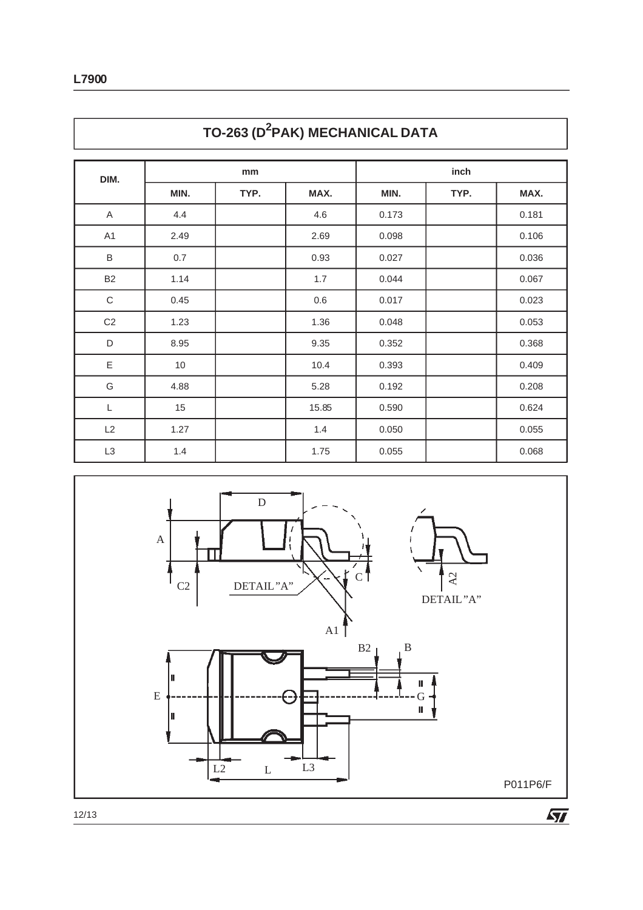## TO-263 ($D^2$PAK) MECHANICAL DATA

| DIM. | mm | | | inch | | |
|---|---|---|---|---|---|---|
| | MIN. | TYP. | MAX. | MIN. | TYP. | MAX. |
| A | 4.4 | | 4.6 | 0.173 | | 0.181 |
| A1 | 2.49 | | 2.69 | 0.098 | | 0.106 |
| B | 0.7 | | 0.93 | 0.027 | | 0.036 |
| B2 | 1.14 | | 1.7 | 0.044 | | 0.067 |
| C | 0.45 | | 0.6 | 0.017 | | 0.023 |
| C2 | 1.23 | | 1.36 | 0.048 | | 0.053 |
| D | 8.95 | | 9.35 | 0.352 | | 0.368 |
| E | 10 | | 10.4 | 0.393 | | 0.409 |
| G | 4.88 | | 5.28 | 0.192 | | 0.208 |
| L | 15 | | 15.85 | 0.590 | | 0.624 |
| L2 | 1.27 | | 1.4 | 0.050 | | 0.055 |
| L3 | 1.4 | | 1.75 | 0.055 | | 0.068 |

P011P6/F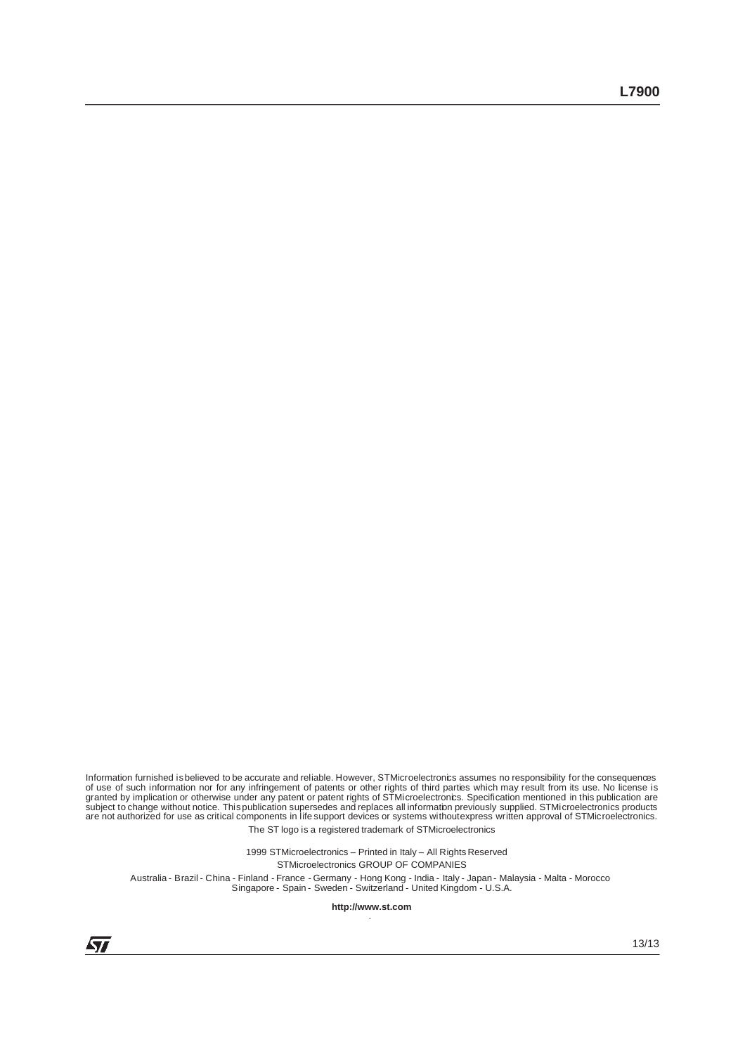Information furnished is believed to be accurate and reliable. However, STMicroelectronics assumes no responsibility for the consequences of use of such information nor for any infringement of patents or other rights of third parties which may result from its use. No license is granted by implication or otherwise under any patent or patent rights of STMicroelectronics. Specification mentioned in this publication are subject to change without notice. This publication supersedes and replaces all information previously supplied. STMicroelectronics products are not authorized for use as critical components in life support devices or systems without express written approval of STMicroelectronics.

The ST logo is a registered trademark of STMicroelectronics

1999 STMicroelectronics – Printed in Italy – All Rights Reserved

STMicroelectronics GROUP OF COMPANIES

Australia - Brazil - China - Finland - France - Germany - Hong Kong - India - Italy - Japan - Malaysia - Malta - Morocco
Singapore - Spain - Sweden - Switzerland - United Kingdom - U.S.A.

**http://www.st.com**